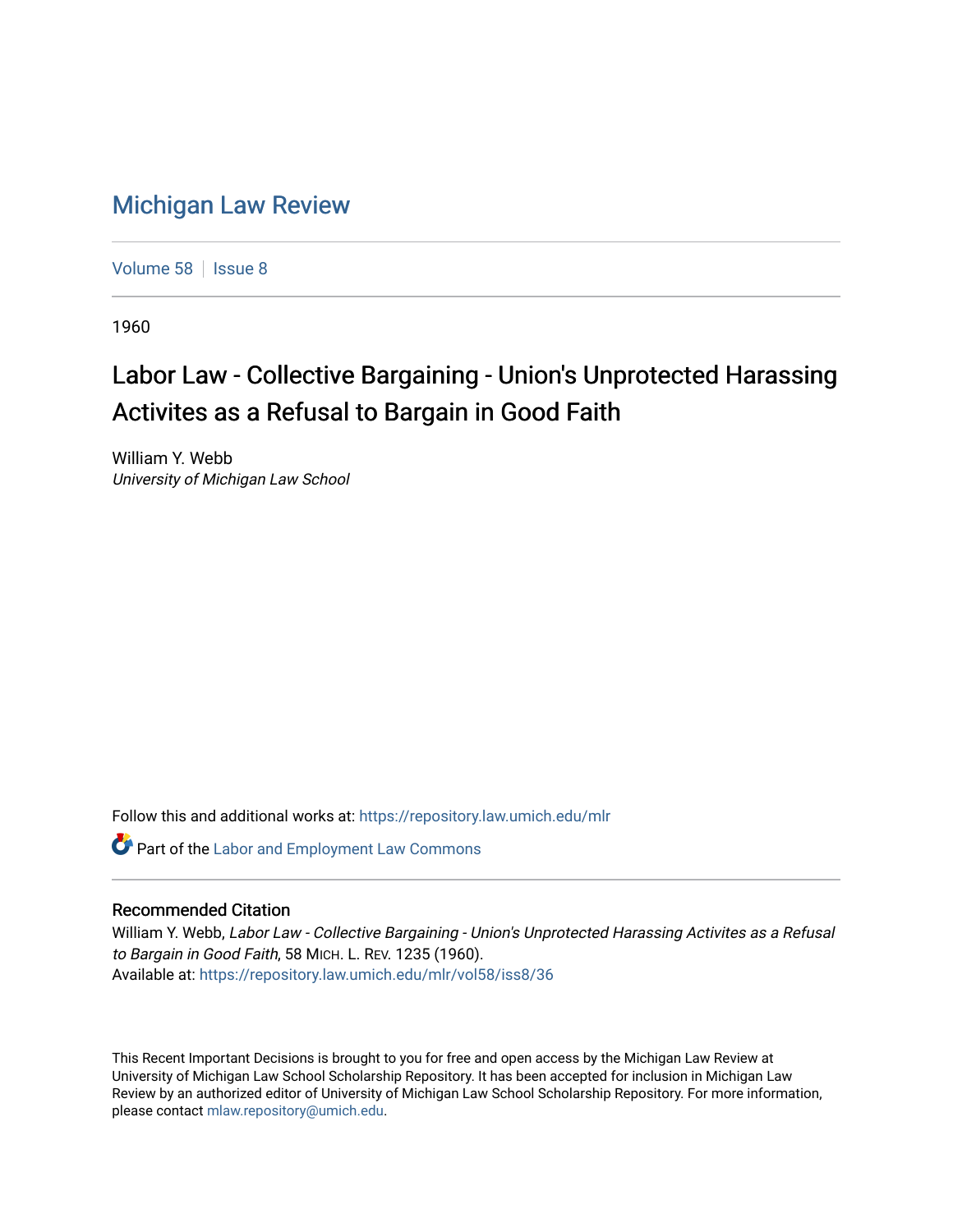# Michigan Law Review

Volume 58 | Issue 8

1960

## Labor Law - Collective Bargaining - Union's Unprotected Harassing Activites as a Refusal to Bargain in Good Faith

William Y. Webb
*University of Michigan Law School*

Follow this and additional works at: https://repository.law.umich.edu/mlr

Part of the Labor and Employment Law Commons

### Recommended Citation

William Y. Webb, *Labor Law - Collective Bargaining - Union's Unprotected Harassing Activites as a Refusal to Bargain in Good Faith*, 58 MICH. L. REV. 1235 (1960).
Available at: https://repository.law.umich.edu/mlr/vol58/iss8/36

This Recent Important Decisions is brought to you for free and open access by the Michigan Law Review at University of Michigan Law School Scholarship Repository. It has been accepted for inclusion in Michigan Law Review by an authorized editor of University of Michigan Law School Scholarship Repository. For more information, please contact mlaw.repository@umich.edu.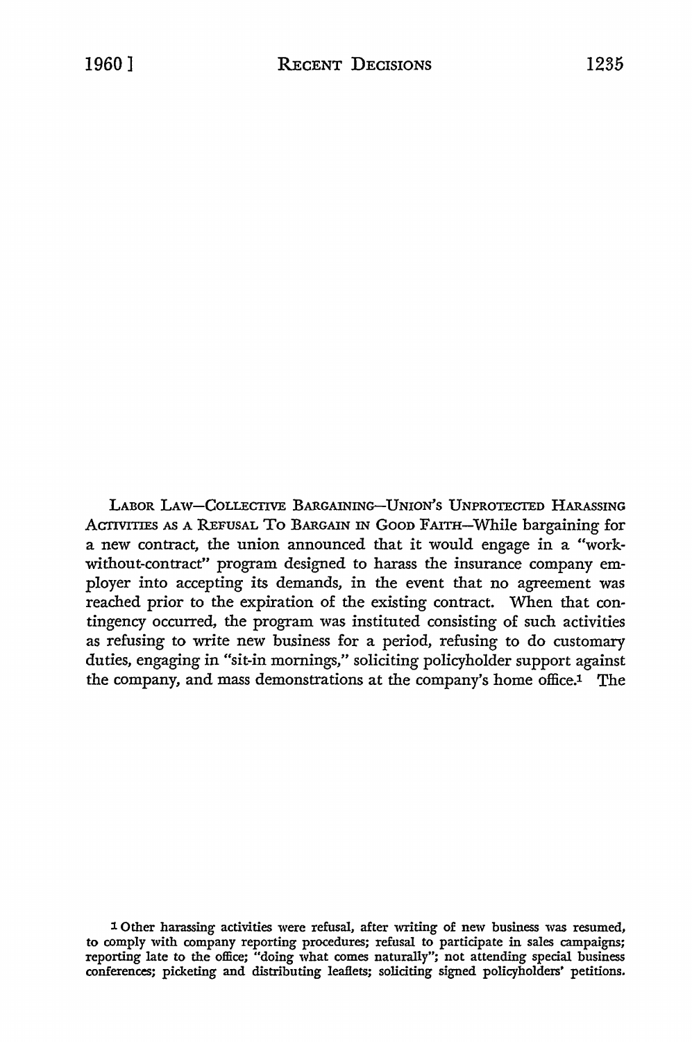Labor Law—Collective Bargaining—Union's Unprotected Harassing Activities as a Refusal To Bargain in Good Faith—While bargaining for a new contract, the union announced that it would engage in a "work-without-contract" program designed to harass the insurance company employer into accepting its demands, in the event that no agreement was reached prior to the expiration of the existing contract. When that contingency occurred, the program was instituted consisting of such activities as refusing to write new business for a period, refusing to do customary duties, engaging in "sit-in mornings," soliciting policyholder support against the company, and mass demonstrations at the company's home office.[1] The

[1] Other harassing activities were refusal, after writing of new business was resumed, to comply with company reporting procedures; refusal to participate in sales campaigns; reporting late to the office; "doing what comes naturally"; not attending special business conferences; picketing and distributing leaflets; soliciting signed policyholders' petitions.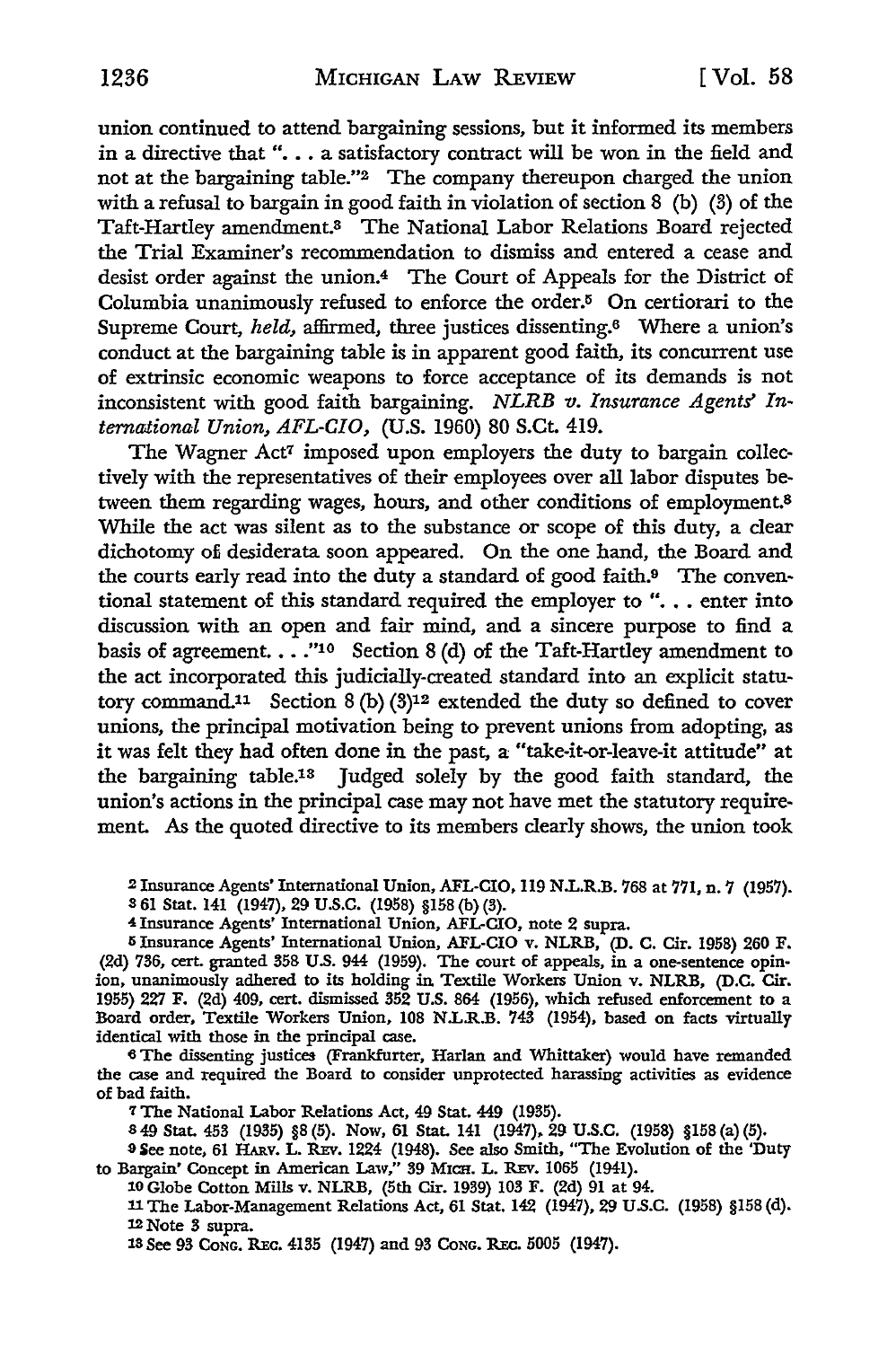union continued to attend bargaining sessions, but it informed its members in a directive that "... a satisfactory contract will be won in the field and not at the bargaining table."[2] The company thereupon charged the union with a refusal to bargain in good faith in violation of section 8 (b) (3) of the Taft-Hartley amendment.[3] The National Labor Relations Board rejected the Trial Examiner's recommendation to dismiss and entered a cease and desist order against the union.[4] The Court of Appeals for the District of Columbia unanimously refused to enforce the order.[5] On certiorari to the Supreme Court, *held,* affirmed, three justices dissenting.[6] Where a union's conduct at the bargaining table is in apparent good faith, its concurrent use of extrinsic economic weapons to force acceptance of its demands is not inconsistent with good faith bargaining. *NLRB v. Insurance Agents' International Union, AFL-CIO,* (U.S. 1960) 80 S.Ct. 419.

The Wagner Act[7] imposed upon employers the duty to bargain collectively with the representatives of their employees over all labor disputes between them regarding wages, hours, and other conditions of employment.[8] While the act was silent as to the substance or scope of this duty, a clear dichotomy of desiderata soon appeared. On the one hand, the Board and the courts early read into the duty a standard of good faith.[9] The conventional statement of this standard required the employer to "... enter into discussion with an open and fair mind, and a sincere purpose to find a basis of agreement. . . ."[10] Section 8 (d) of the Taft-Hartley amendment to the act incorporated this judicially-created standard into an explicit statutory command.[11] Section 8 (b) (3)[12] extended the duty so defined to cover unions, the principal motivation being to prevent unions from adopting, as it was felt they had often done in the past, a "take-it-or-leave-it attitude" at the bargaining table.[13] Judged solely by the good faith standard, the union's actions in the principal case may not have met the statutory requirement. As the quoted directive to its members clearly shows, the union took

---

[2] Insurance Agents' International Union, AFL-CIO, 119 N.L.R.B. 768 at 771, n. 7 (1957).

[3] 61 Stat. 141 (1947), 29 U.S.C. (1958) §158 (b) (3).

[4] Insurance Agents' International Union, AFL-CIO, note 2 supra.

[5] Insurance Agents' International Union, AFL-CIO v. NLRB, (D. C. Cir. 1958) 260 F. (2d) 736, cert. granted 358 U.S. 944 (1959). The court of appeals, in a one-sentence opinion, unanimously adhered to its holding in Textile Workers Union v. NLRB, (D.C. Cir. 1955) 227 F. (2d) 409, cert. dismissed 352 U.S. 864 (1956), which refused enforcement to a Board order, Textile Workers Union, 108 N.L.R.B. 743 (1954), based on facts virtually identical with those in the principal case.

[6] The dissenting justices (Frankfurter, Harlan and Whittaker) would have remanded the case and required the Board to consider unprotected harassing activities as evidence of bad faith.

[7] The National Labor Relations Act, 49 Stat. 449 (1935).

[8] 49 Stat. 453 (1935) §8 (5). Now, 61 Stat. 141 (1947), 29 U.S.C. (1958) §158 (a) (5).

[9] See note, 61 HARV. L. REV. 1224 (1948). See also Smith, "The Evolution of the 'Duty to Bargain' Concept in American Law," 39 MICH. L. REV. 1065 (1941).

[10] Globe Cotton Mills v. NLRB, (5th Cir. 1939) 103 F. (2d) 91 at 94.

[11] The Labor-Management Relations Act, 61 Stat. 142 (1947), 29 U.S.C. (1958) §158 (d).

[12] Note 3 supra.

[13] See 93 CONG. REC. 4135 (1947) and 93 CONG. REC. 5005 (1947).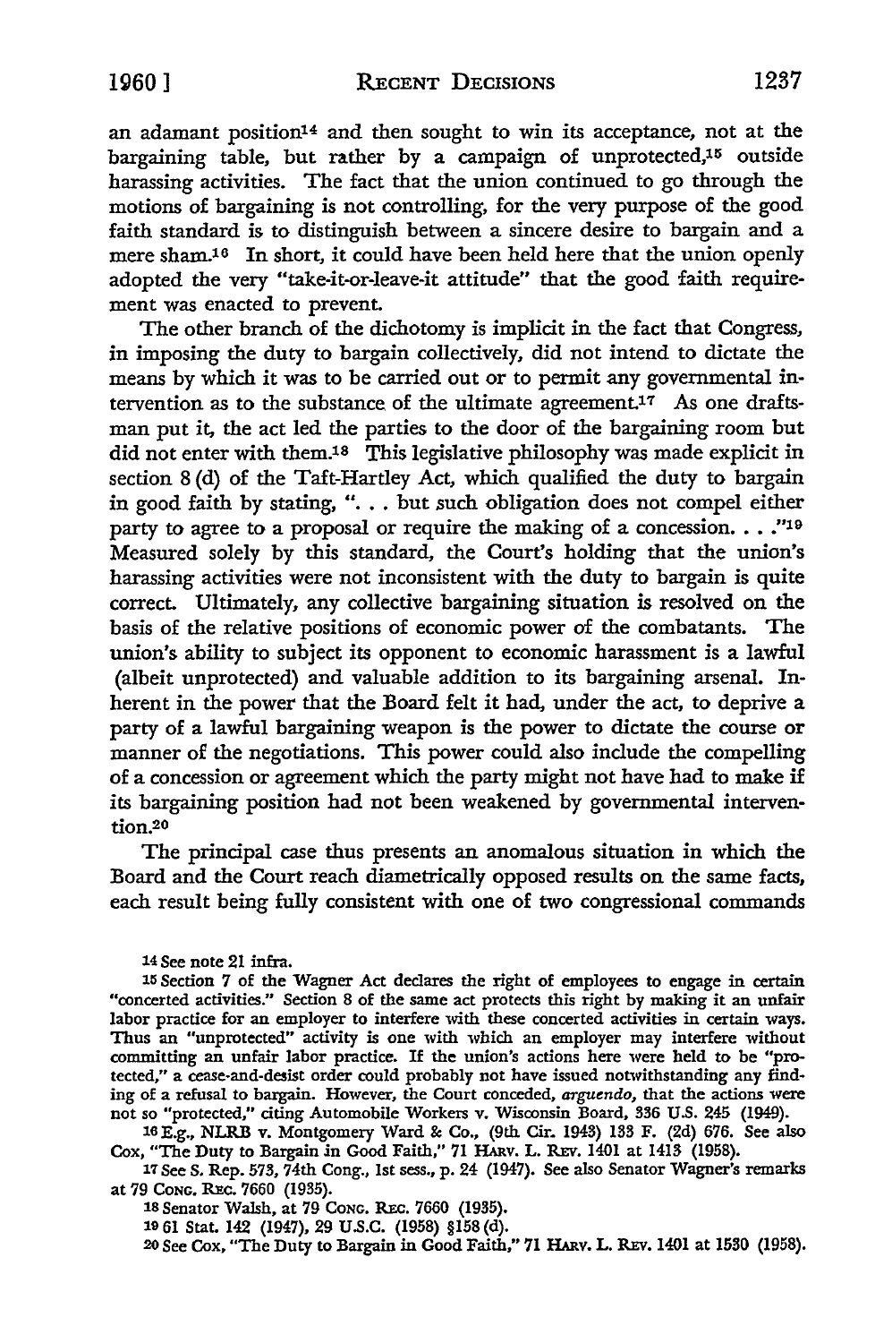an adamant position[14] and then sought to win its acceptance, not at the bargaining table, but rather by a campaign of unprotected,[15] outside harassing activities. The fact that the union continued to go through the motions of bargaining is not controlling, for the very purpose of the good faith standard is to distinguish between a sincere desire to bargain and a mere sham.[16] In short, it could have been held here that the union openly adopted the very "take-it-or-leave-it attitude" that the good faith requirement was enacted to prevent.

The other branch of the dichotomy is implicit in the fact that Congress, in imposing the duty to bargain collectively, did not intend to dictate the means by which it was to be carried out or to permit any governmental intervention as to the substance of the ultimate agreement.[17] As one draftsman put it, the act led the parties to the door of the bargaining room but did not enter with them.[18] This legislative philosophy was made explicit in section 8 (d) of the Taft-Hartley Act, which qualified the duty to bargain in good faith by stating, ". . . but such obligation does not compel either party to agree to a proposal or require the making of a concession. . . ."[19] Measured solely by this standard, the Court's holding that the union's harassing activities were not inconsistent with the duty to bargain is quite correct. Ultimately, any collective bargaining situation is resolved on the basis of the relative positions of economic power of the combatants. The union's ability to subject its opponent to economic harassment is a lawful (albeit unprotected) and valuable addition to its bargaining arsenal. Inherent in the power that the Board felt it had, under the act, to deprive a party of a lawful bargaining weapon is the power to dictate the course or manner of the negotiations. This power could also include the compelling of a concession or agreement which the party might not have had to make if its bargaining position had not been weakened by governmental intervention.[20]

The principal case thus presents an anomalous situation in which the Board and the Court reach diametrically opposed results on the same facts, each result being fully consistent with one of two congressional commands

---

14 See note 21 infra.

15 Section 7 of the Wagner Act declares the right of employees to engage in certain "concerted activities." Section 8 of the same act protects this right by making it an unfair labor practice for an employer to interfere with these concerted activities in certain ways. Thus an "unprotected" activity is one with which an employer may interfere without committing an unfair labor practice. If the union's actions here were held to be "protected," a cease-and-desist order could probably not have issued notwithstanding any finding of a refusal to bargain. However, the Court conceded, *arguendo*, that the actions were not so "protected," citing Automobile Workers v. Wisconsin Board, 336 U.S. 245 (1949).

16 E.g., NLRB v. Montgomery Ward & Co., (9th Cir. 1943) 133 F. (2d) 676. See also Cox, "The Duty to Bargain in Good Faith," 71 HARV. L. REV. 1401 at 1413 (1958).

17 See S. Rep. 573, 74th Cong., 1st sess., p. 24 (1947). See also Senator Wagner's remarks at 79 CONG. REC. 7660 (1935).

18 Senator Walsh, at 79 CONG. REC. 7660 (1935).

19 61 Stat. 142 (1947), 29 U.S.C. (1958) §158 (d).

20 See Cox, "The Duty to Bargain in Good Faith," 71 HARV. L. REV. 1401 at 1530 (1958).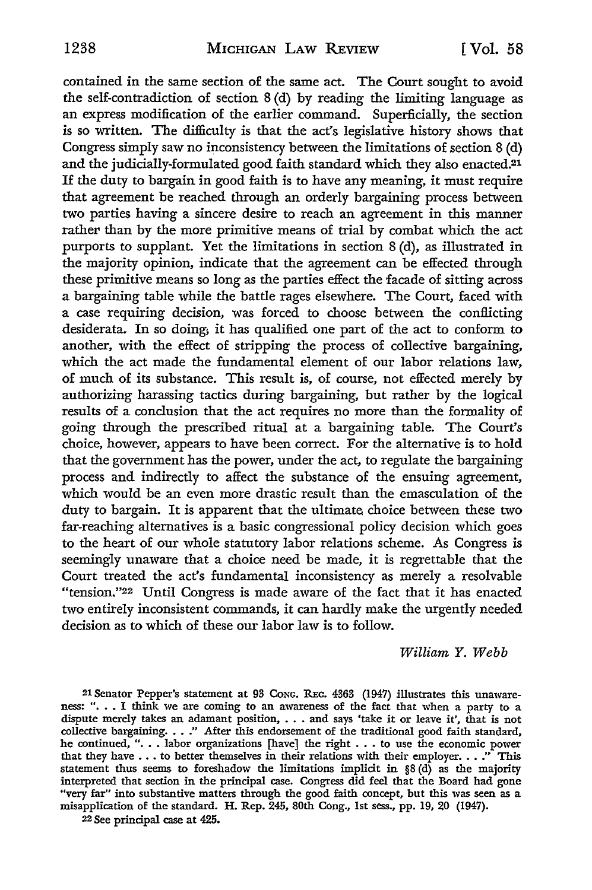contained in the same section of the same act. The Court sought to avoid the self-contradiction of section 8 (d) by reading the limiting language as an express modification of the earlier command. Superficially, the section is so written. The difficulty is that the act's legislative history shows that Congress simply saw no inconsistency between the limitations of section 8 (d) and the judicially-formulated good faith standard which they also enacted.[21] If the duty to bargain in good faith is to have any meaning, it must require that agreement be reached through an orderly bargaining process between two parties having a sincere desire to reach an agreement in this manner rather than by the more primitive means of trial by combat which the act purports to supplant. Yet the limitations in section 8 (d), as illustrated in the majority opinion, indicate that the agreement can be effected through these primitive means so long as the parties effect the facade of sitting across a bargaining table while the battle rages elsewhere. The Court, faced with a case requiring decision, was forced to choose between the conflicting desiderata. In so doing, it has qualified one part of the act to conform to another, with the effect of stripping the process of collective bargaining, which the act made the fundamental element of our labor relations law, of much of its substance. This result is, of course, not effected merely by authorizing harassing tactics during bargaining, but rather by the logical results of a conclusion that the act requires no more than the formality of going through the prescribed ritual at a bargaining table. The Court's choice, however, appears to have been correct. For the alternative is to hold that the government has the power, under the act, to regulate the bargaining process and indirectly to affect the substance of the ensuing agreement, which would be an even more drastic result than the emasculation of the duty to bargain. It is apparent that the ultimate choice between these two far-reaching alternatives is a basic congressional policy decision which goes to the heart of our whole statutory labor relations scheme. As Congress is seemingly unaware that a choice need be made, it is regrettable that the Court treated the act's fundamental inconsistency as merely a resolvable "tension."[22] Until Congress is made aware of the fact that it has enacted two entirely inconsistent commands, it can hardly make the urgently needed decision as to which of these our labor law is to follow.

*William Y. Webb*

[21] Senator Pepper's statement at 93 CONG. REC. 4363 (1947) illustrates this unawareness: ". . . I think we are coming to an awareness of the fact that when a party to a dispute merely takes an adamant position, . . . and says 'take it or leave it', that is not collective bargaining. . . ." After this endorsement of the traditional good faith standard, he continued, ". . . labor organizations [have] the right . . . to use the economic power that they have . . . to better themselves in their relations with their employer. . . ." This statement thus seems to foreshadow the limitations implicit in §8 (d) as the majority interpreted that section in the principal case. Congress did feel that the Board had gone "very far" into substantive matters through the good faith concept, but this was seen as a misapplication of the standard. H. Rep. 245, 80th Cong., 1st sess., pp. 19, 20 (1947).

[22] See principal case at 425.